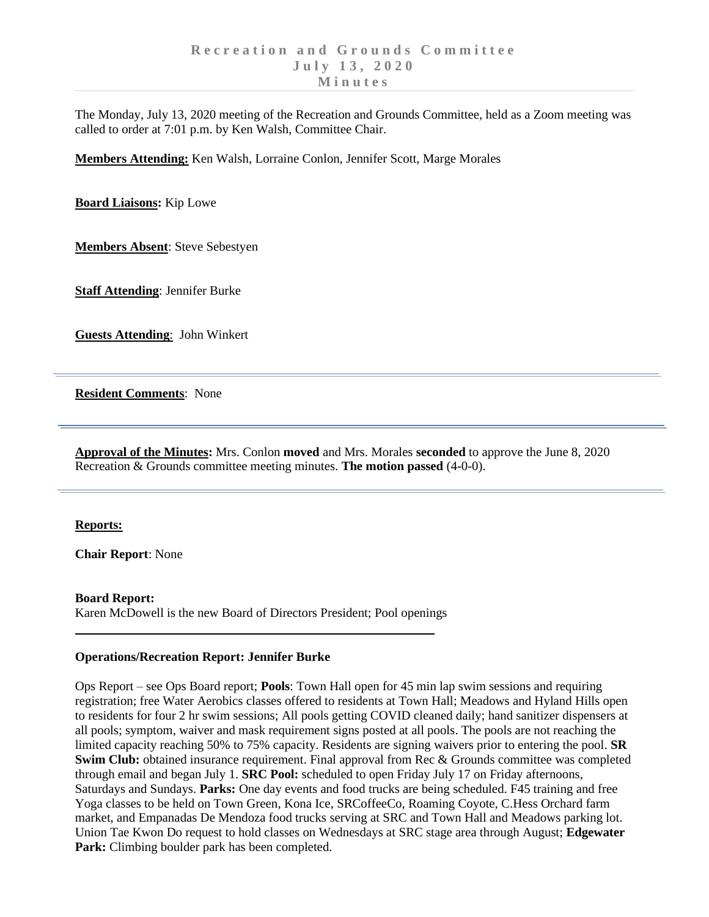# Recreation and Grounds Committee
## July 13, 2020
## Minutes

The Monday, July 13, 2020 meeting of the Recreation and Grounds Committee, held as a Zoom meeting was called to order at 7:01 p.m. by Ken Walsh, Committee Chair.

**Members Attending:** Ken Walsh, Lorraine Conlon, Jennifer Scott, Marge Morales

**Board Liaisons:** Kip Lowe

**Members Absent**: Steve Sebestyen

**Staff Attending**: Jennifer Burke

**Guests Attending**: John Winkert

---

**Resident Comments**: None

---

**Approval of the Minutes:** Mrs. Conlon **moved** and Mrs. Morales **seconded** to approve the June 8, 2020 Recreation & Grounds committee meeting minutes. **The motion passed** (4-0-0).

---

**Reports:**

**Chair Report**: None

**Board Report:**
Karen McDowell is the new Board of Directors President; Pool openings

---

**Operations/Recreation Report: Jennifer Burke**

Ops Report – see Ops Board report; **Pools**: Town Hall open for 45 min lap swim sessions and requiring registration; free Water Aerobics classes offered to residents at Town Hall; Meadows and Hyland Hills open to residents for four 2 hr swim sessions; All pools getting COVID cleaned daily; hand sanitizer dispensers at all pools; symptom, waiver and mask requirement signs posted at all pools. The pools are not reaching the limited capacity reaching 50% to 75% capacity. Residents are signing waivers prior to entering the pool. **SR Swim Club:** obtained insurance requirement. Final approval from Rec & Grounds committee was completed through email and began July 1. **SRC Pool:** scheduled to open Friday July 17 on Friday afternoons, Saturdays and Sundays. **Parks:** One day events and food trucks are being scheduled. F45 training and free Yoga classes to be held on Town Green, Kona Ice, SRCoffeeCo, Roaming Coyote, C.Hess Orchard farm market, and Empanadas De Mendoza food trucks serving at SRC and Town Hall and Meadows parking lot. Union Tae Kwon Do request to hold classes on Wednesdays at SRC stage area through August; **Edgewater Park:** Climbing boulder park has been completed.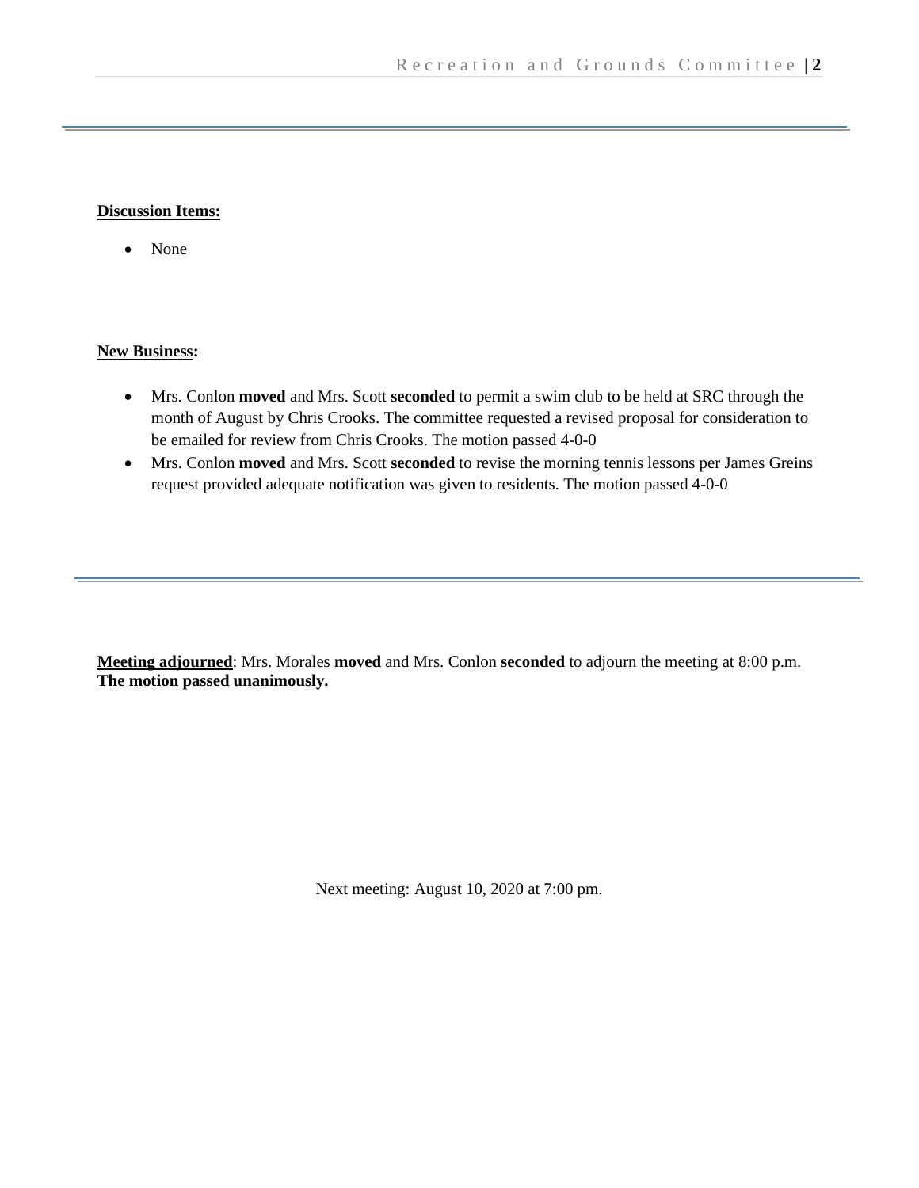**Discussion Items:**

- None

**New Business:**

- Mrs. Conlon **moved** and Mrs. Scott **seconded** to permit a swim club to be held at SRC through the month of August by Chris Crooks. The committee requested a revised proposal for consideration to be emailed for review from Chris Crooks. The motion passed 4-0-0
- Mrs. Conlon **moved** and Mrs. Scott **seconded** to revise the morning tennis lessons per James Greins request provided adequate notification was given to residents. The motion passed 4-0-0

---

**Meeting adjourned**: Mrs. Morales **moved** and Mrs. Conlon **seconded** to adjourn the meeting at 8:00 p.m. **The motion passed unanimously.**

Next meeting: August 10, 2020 at 7:00 pm.